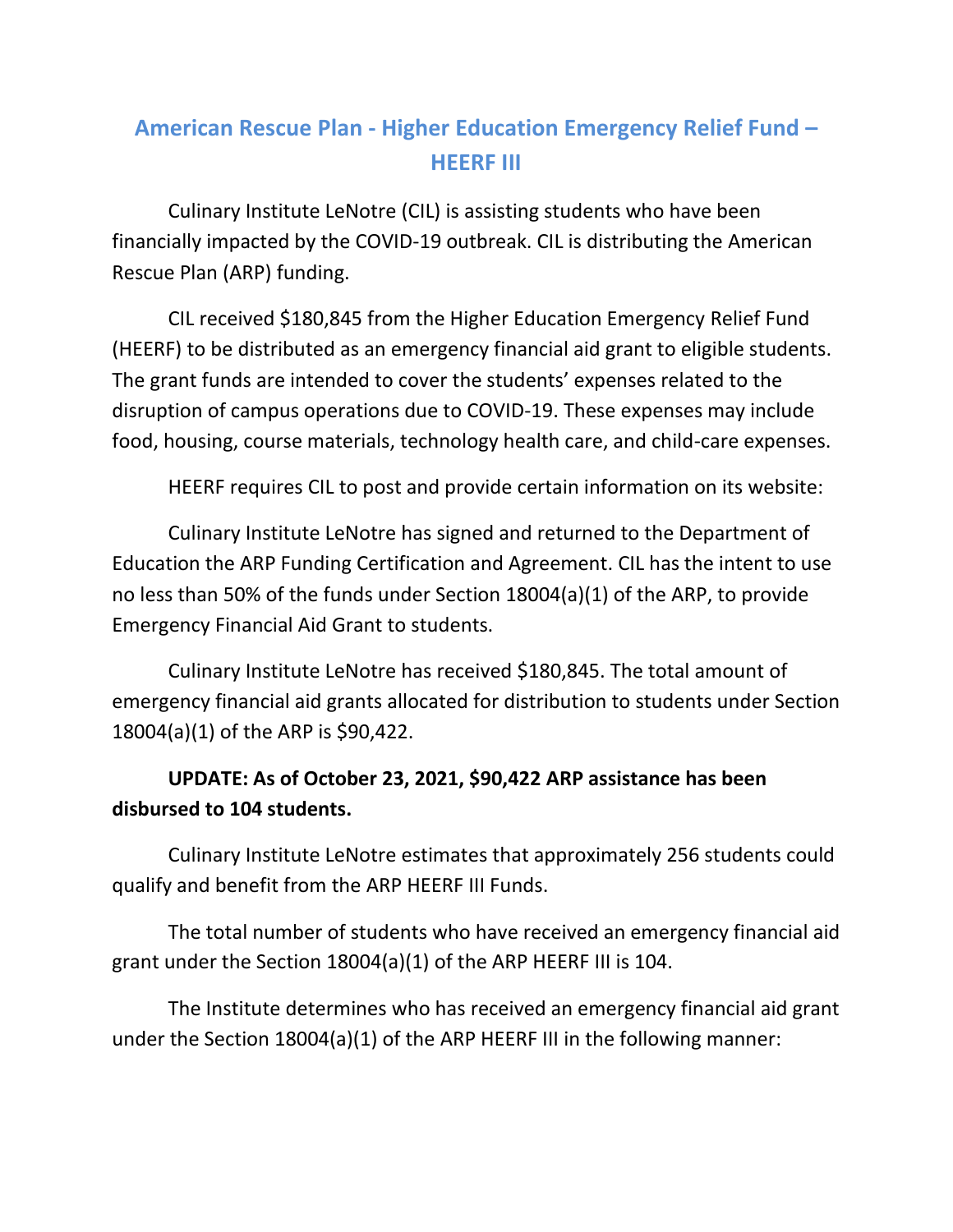# American Rescue Plan - Higher Education Emergency Relief Fund – HEERF III

Culinary Institute LeNotre (CIL) is assisting students who have been financially impacted by the COVID-19 outbreak. CIL is distributing the American Rescue Plan (ARP) funding.

CIL received $180,845 from the Higher Education Emergency Relief Fund (HEERF) to be distributed as an emergency financial aid grant to eligible students. The grant funds are intended to cover the students' expenses related to the disruption of campus operations due to COVID-19. These expenses may include food, housing, course materials, technology health care, and child-care expenses.

HEERF requires CIL to post and provide certain information on its website:

Culinary Institute LeNotre has signed and returned to the Department of Education the ARP Funding Certification and Agreement. CIL has the intent to use no less than 50% of the funds under Section 18004(a)(1) of the ARP, to provide Emergency Financial Aid Grant to students.

Culinary Institute LeNotre has received $180,845. The total amount of emergency financial aid grants allocated for distribution to students under Section 18004(a)(1) of the ARP is $90,422.

**UPDATE: As of October 23, 2021, $90,422 ARP assistance has been disbursed to 104 students.**

Culinary Institute LeNotre estimates that approximately 256 students could qualify and benefit from the ARP HEERF III Funds.

The total number of students who have received an emergency financial aid grant under the Section 18004(a)(1) of the ARP HEERF III is 104.

The Institute determines who has received an emergency financial aid grant under the Section 18004(a)(1) of the ARP HEERF III in the following manner: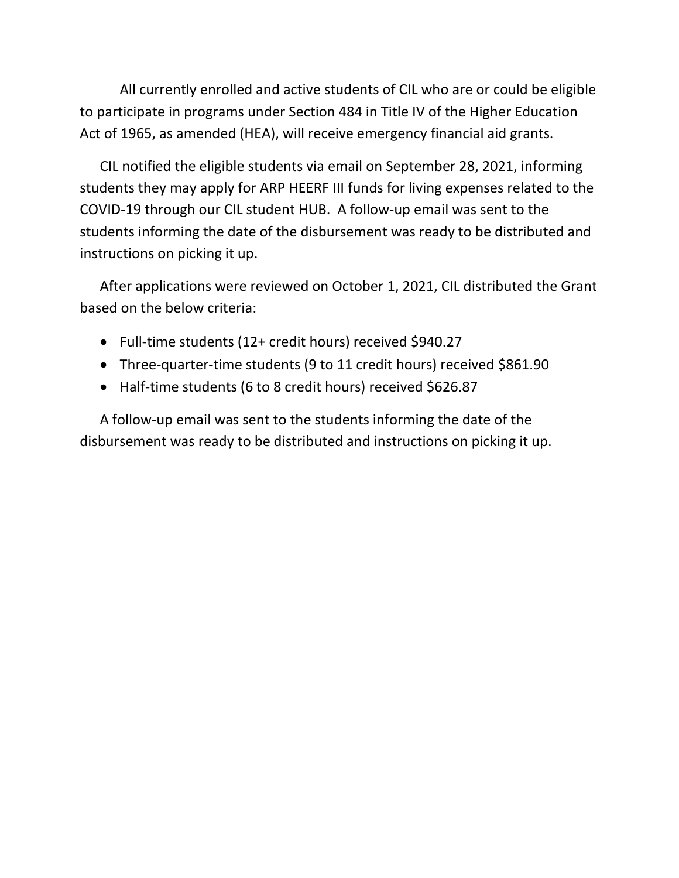All currently enrolled and active students of CIL who are or could be eligible to participate in programs under Section 484 in Title IV of the Higher Education Act of 1965, as amended (HEA), will receive emergency financial aid grants.

CIL notified the eligible students via email on September 28, 2021, informing students they may apply for ARP HEERF III funds for living expenses related to the COVID-19 through our CIL student HUB. A follow-up email was sent to the students informing the date of the disbursement was ready to be distributed and instructions on picking it up.

After applications were reviewed on October 1, 2021, CIL distributed the Grant based on the below criteria:

- Full-time students (12+ credit hours) received $940.27
- Three-quarter-time students (9 to 11 credit hours) received $861.90
- Half-time students (6 to 8 credit hours) received $626.87

A follow-up email was sent to the students informing the date of the disbursement was ready to be distributed and instructions on picking it up.